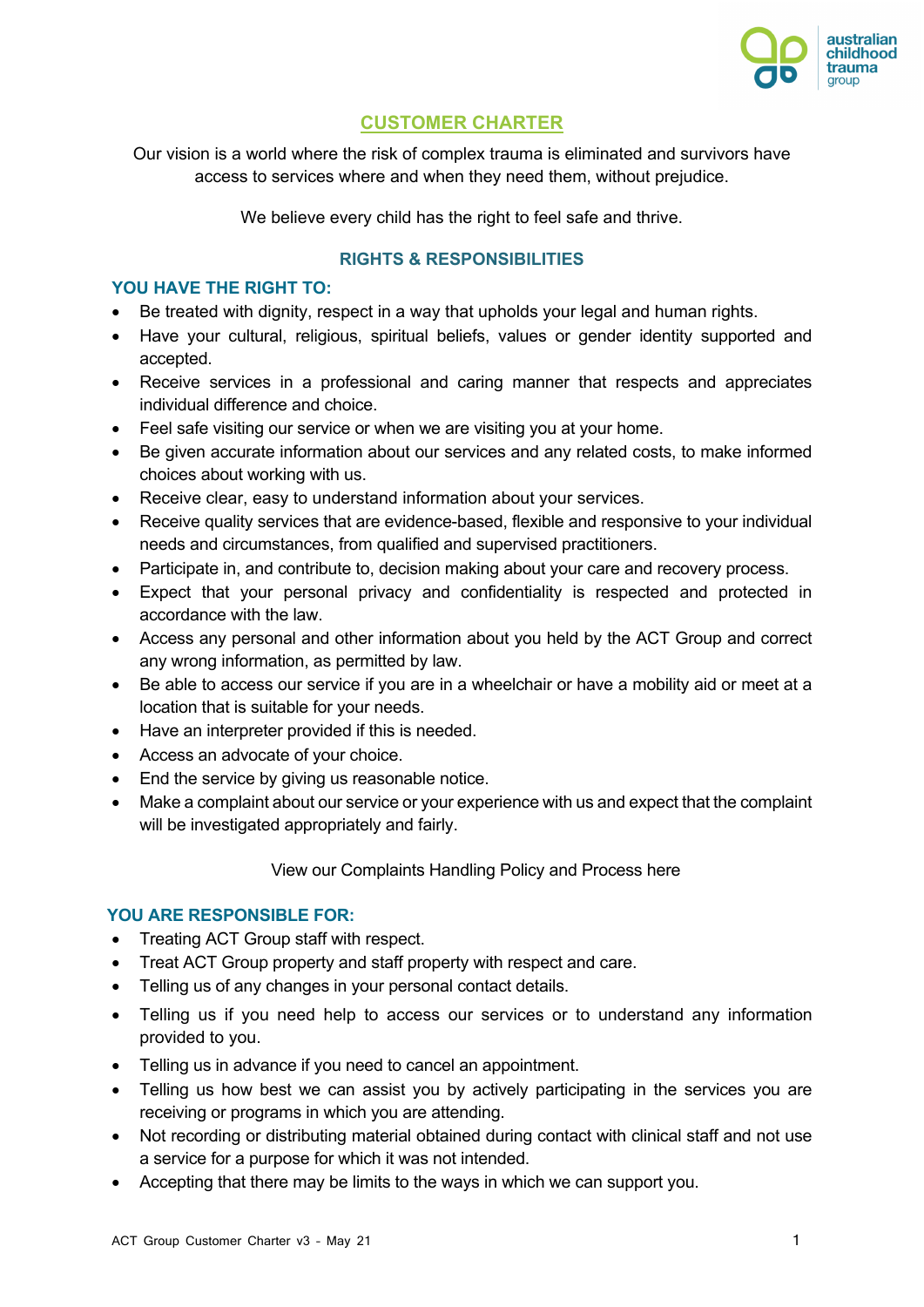# CUSTOMER CHARTER

Our vision is a world where the risk of complex trauma is eliminated and survivors have access to services where and when they need them, without prejudice.

We believe every child has the right to feel safe and thrive.

## RIGHTS & RESPONSIBILITIES

### YOU HAVE THE RIGHT TO:

- Be treated with dignity, respect in a way that upholds your legal and human rights.
- Have your cultural, religious, spiritual beliefs, values or gender identity supported and accepted.
- Receive services in a professional and caring manner that respects and appreciates individual difference and choice.
- Feel safe visiting our service or when we are visiting you at your home.
- Be given accurate information about our services and any related costs, to make informed choices about working with us.
- Receive clear, easy to understand information about your services.
- Receive quality services that are evidence-based, flexible and responsive to your individual needs and circumstances, from qualified and supervised practitioners.
- Participate in, and contribute to, decision making about your care and recovery process.
- Expect that your personal privacy and confidentiality is respected and protected in accordance with the law.
- Access any personal and other information about you held by the ACT Group and correct any wrong information, as permitted by law.
- Be able to access our service if you are in a wheelchair or have a mobility aid or meet at a location that is suitable for your needs.
- Have an interpreter provided if this is needed.
- Access an advocate of your choice.
- End the service by giving us reasonable notice.
- Make a complaint about our service or your experience with us and expect that the complaint will be investigated appropriately and fairly.

View our Complaints Handling Policy and Process here

### YOU ARE RESPONSIBLE FOR:

- Treating ACT Group staff with respect.
- Treat ACT Group property and staff property with respect and care.
- Telling us of any changes in your personal contact details.
- Telling us if you need help to access our services or to understand any information provided to you.
- Telling us in advance if you need to cancel an appointment.
- Telling us how best we can assist you by actively participating in the services you are receiving or programs in which you are attending.
- Not recording or distributing material obtained during contact with clinical staff and not use a service for a purpose for which it was not intended.
- Accepting that there may be limits to the ways in which we can support you.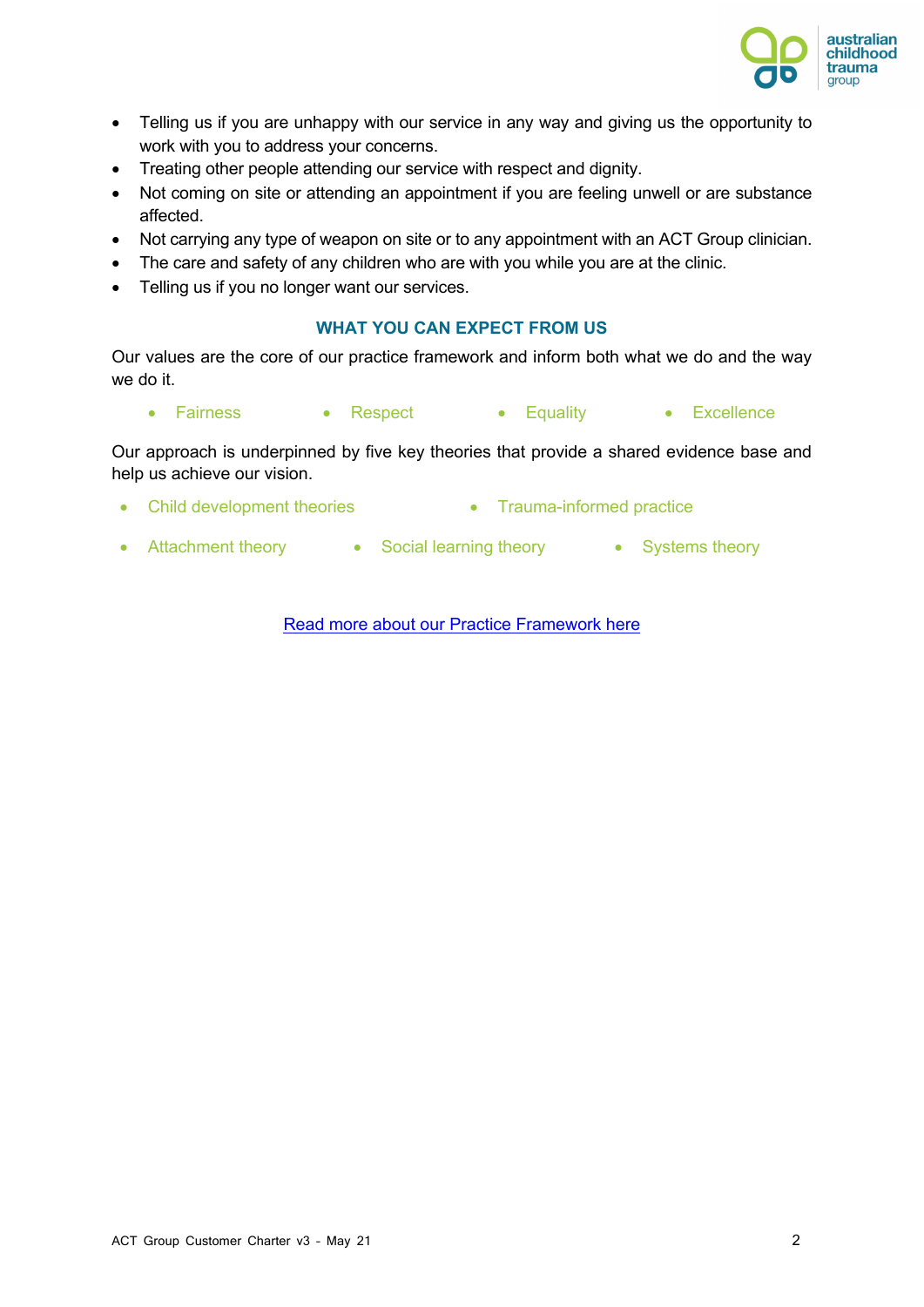- Telling us if you are unhappy with our service in any way and giving us the opportunity to work with you to address your concerns.
- Treating other people attending our service with respect and dignity.
- Not coming on site or attending an appointment if you are feeling unwell or are substance affected.
- Not carrying any type of weapon on site or to any appointment with an ACT Group clinician.
- The care and safety of any children who are with you while you are at the clinic.
- Telling us if you no longer want our services.

## WHAT YOU CAN EXPECT FROM US

Our values are the core of our practice framework and inform both what we do and the way we do it.

- Fairness
- Respect
- Equality
- Excellence

Our approach is underpinned by five key theories that provide a shared evidence base and help us achieve our vision.

- Child development theories
- Trauma-informed practice
- Attachment theory
- Social learning theory
- Systems theory

Read more about our Practice Framework here